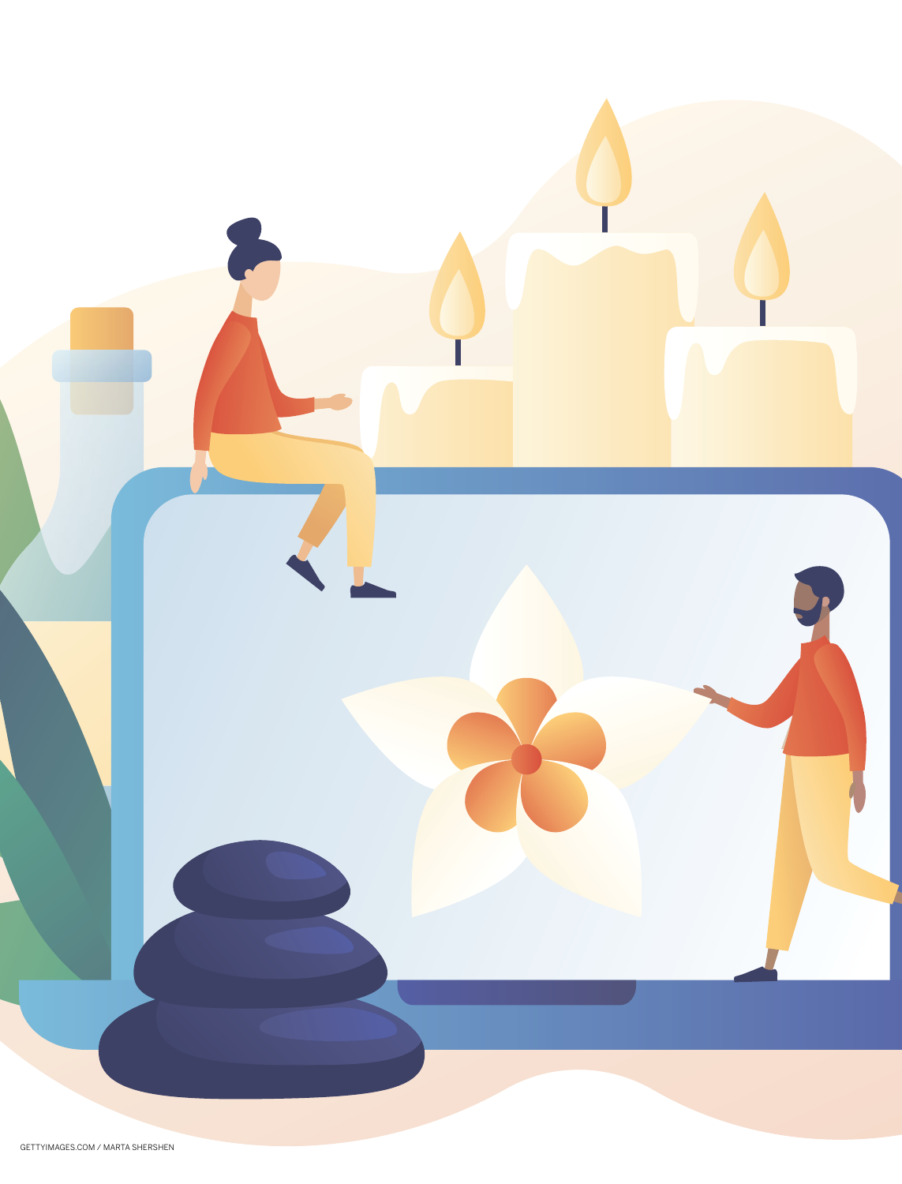GETTYIMAGES.COM / MARTA SHERSHEN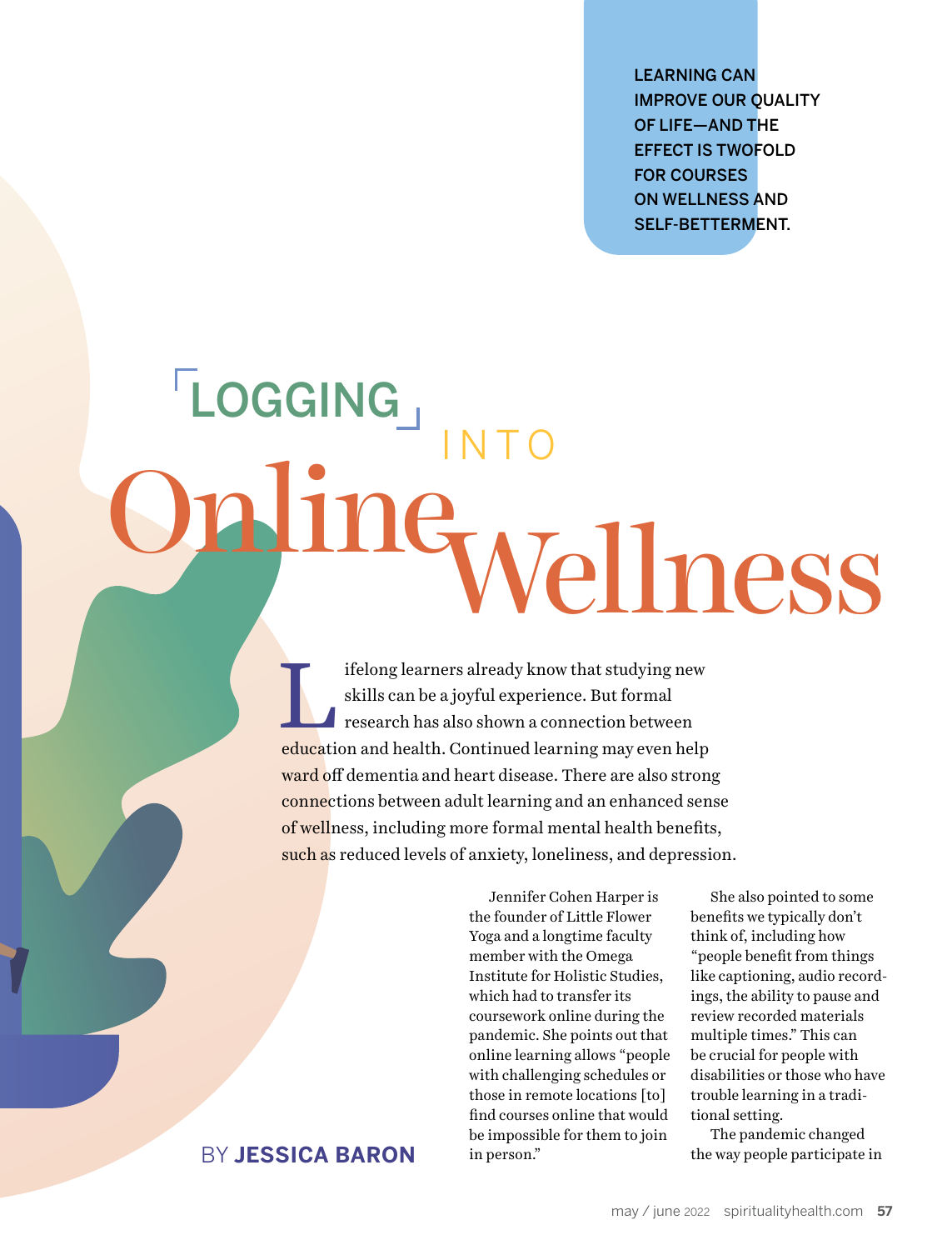LEARNING CAN IMPROVE OUR QUALITY OF LIFE—AND THE EFFECT IS TWOFOLD FOR COURSES ON WELLNESS AND SELF-BETTERMENT.

# LOGGING INTO Online Wellness

BY **JESSICA BARON**

Lifelong learners already know that studying new skills can be a joyful experience. But formal research has also shown a connection between education and health. Continued learning may even help ward off dementia and heart disease. There are also strong connections between adult learning and an enhanced sense of wellness, including more formal mental health benefits, such as reduced levels of anxiety, loneliness, and depression.

Jennifer Cohen Harper is the founder of Little Flower Yoga and a longtime faculty member with the Omega Institute for Holistic Studies, which had to transfer its coursework online during the pandemic. She points out that online learning allows "people with challenging schedules or those in remote locations [to] find courses online that would be impossible for them to join in person."

She also pointed to some benefits we typically don't think of, including how "people benefit from things like captioning, audio recordings, the ability to pause and review recorded materials multiple times." This can be crucial for people with disabilities or those who have trouble learning in a traditional setting.

The pandemic changed the way people participate in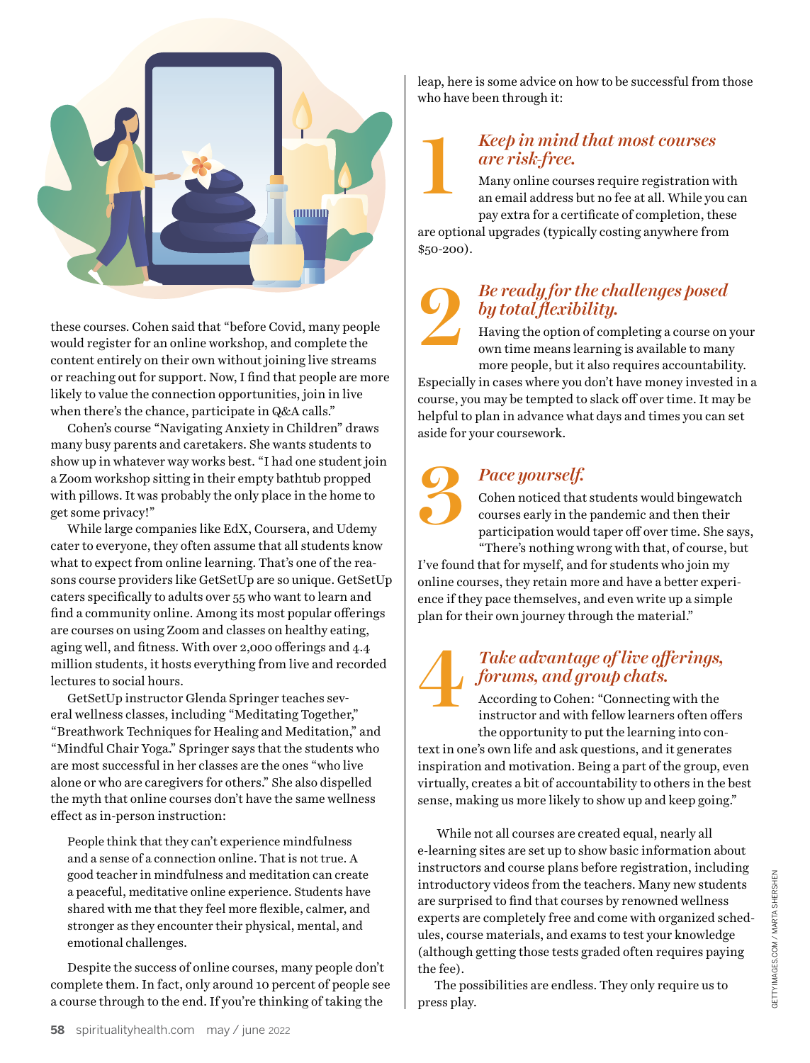these courses. Cohen said that "before Covid, many people would register for an online workshop, and complete the content entirely on their own without joining live streams or reaching out for support. Now, I find that people are more likely to value the connection opportunities, join in live when there's the chance, participate in Q&A calls."

Cohen's course "Navigating Anxiety in Children" draws many busy parents and caretakers. She wants students to show up in whatever way works best. "I had one student join a Zoom workshop sitting in their empty bathtub propped with pillows. It was probably the only place in the home to get some privacy!"

While large companies like EdX, Coursera, and Udemy cater to everyone, they often assume that all students know what to expect from online learning. That's one of the reasons course providers like GetSetUp are so unique. GetSetUp caters specifically to adults over 55 who want to learn and find a community online. Among its most popular offerings are courses on using Zoom and classes on healthy eating, aging well, and fitness. With over 2,000 offerings and 4.4 million students, it hosts everything from live and recorded lectures to social hours.

GetSetUp instructor Glenda Springer teaches several wellness classes, including "Meditating Together," "Breathwork Techniques for Healing and Meditation," and "Mindful Chair Yoga." Springer says that the students who are most successful in her classes are the ones "who live alone or who are caregivers for others." She also dispelled the myth that online courses don't have the same wellness effect as in-person instruction:

> People think that they can't experience mindfulness and a sense of a connection online. That is not true. A good teacher in mindfulness and meditation can create a peaceful, meditative online experience. Students have shared with me that they feel more flexible, calmer, and stronger as they encounter their physical, mental, and emotional challenges.

Despite the success of online courses, many people don't complete them. In fact, only around 10 percent of people see a course through to the end. If you're thinking of taking the leap, here is some advice on how to be successful from those who have been through it:

## 1 *Keep in mind that most courses are risk-free.*

Many online courses require registration with an email address but no fee at all. While you can pay extra for a certificate of completion, these are optional upgrades (typically costing anywhere from $50-200).

## 2 *Be ready for the challenges posed by total flexibility.*

Having the option of completing a course on your own time means learning is available to many more people, but it also requires accountability. Especially in cases where you don't have money invested in a course, you may be tempted to slack off over time. It may be helpful to plan in advance what days and times you can set aside for your coursework.

## 3 *Pace yourself.*

Cohen noticed that students would bingewatch courses early in the pandemic and then their participation would taper off over time. She says, "There's nothing wrong with that, of course, but I've found that for myself, and for students who join my online courses, they retain more and have a better experience if they pace themselves, and even write up a simple plan for their own journey through the material."

## 4 *Take advantage of live offerings, forums, and group chats.*

According to Cohen: "Connecting with the instructor and with fellow learners often offers the opportunity to put the learning into context in one's own life and ask questions, and it generates inspiration and motivation. Being a part of the group, even virtually, creates a bit of accountability to others in the best sense, making us more likely to show up and keep going."

While not all courses are created equal, nearly all e-learning sites are set up to show basic information about instructors and course plans before registration, including introductory videos from the teachers. Many new students are surprised to find that courses by renowned wellness experts are completely free and come with organized schedules, course materials, and exams to test your knowledge (although getting those tests graded often requires paying the fee).

The possibilities are endless. They only require us to press play.

GETTYIMAGES.COM / MARTA SHERSHEN